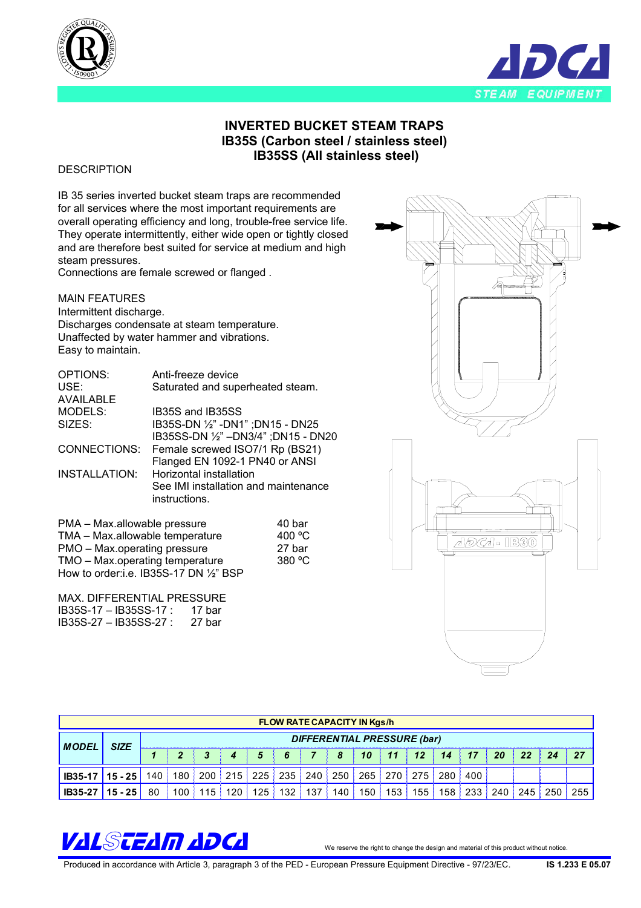# INVERTED BUCKET STEAM TRAPS
## IB35S (Carbon steel / stainless steel)
## IB35SS (All stainless steel)

DESCRIPTION

IB 35 series inverted bucket steam traps are recommended for all services where the most important requirements are overall operating efficiency and long, trouble-free service life. They operate intermittently, either wide open or tightly closed and are therefore best suited for service at medium and high steam pressures.
Connections are female screwed or flanged .

MAIN FEATURES
Intermittent discharge.
Discharges condensate at steam temperature.
Unaffected by water hammer and vibrations.
Easy to maintain.

| | |
|---|---|
| OPTIONS: | Anti-freeze device |
| USE: | Saturated and superheated steam. |
| AVAILABLE MODELS: | IB35S and IB35SS |
| SIZES: | IB35S-DN ½" -DN1" ;DN15 - DN25<br>IB35SS-DN ½" –DN3/4" ;DN15 - DN20 |
| CONNECTIONS: | Female screwed ISO7/1 Rp (BS21)<br>Flanged EN 1092-1 PN40 or ANSI |
| INSTALLATION: | Horizontal installation<br>See IMI installation and maintenance instructions. |

| | |
|---|---|
| PMA – Max.allowable pressure | 40 bar |
| TMA – Max.allowable temperature | 400 ºC |
| PMO – Max.operating pressure | 27 bar |
| TMO – Max.operating temperature | 380 ºC |

How to order:i.e. IB35S-17 DN ½" BSP

MAX. DIFFERENTIAL PRESSURE
IB35S-17 – IB35SS-17 : 17 bar
IB35S-27 – IB35SS-27 : 27 bar

**FLOW RATE CAPACITY IN Kgs/h**

| MODEL | SIZE | *DIFFERENTIAL PRESSURE (bar)* | | | | | | | | | | | | | | | | |
|---|---|---|---|---|---|---|---|---|---|---|---|---|---|---|---|---|---|---|
| | | 1 | 2 | 3 | 4 | 5 | 6 | 7 | 8 | 10 | 11 | 12 | 14 | 17 | 20 | 22 | 24 | 27 |
| IB35-17 | 15 - 25 | 140 | 180 | 200 | 215 | 225 | 235 | 240 | 250 | 265 | 270 | 275 | 280 | 400 | | | | |
| IB35-27 | 15 - 25 | 80 | 100 | 115 | 120 | 125 | 132 | 137 | 140 | 150 | 153 | 155 | 158 | 233 | 240 | 245 | 250 | 255 |

We reserve the right to change the design and material of this product without notice.

Produced in accordance with Article 3, paragraph 3 of the PED - European Pressure Equipment Directive - 97/23/EC.

IS 1.233 E 05.07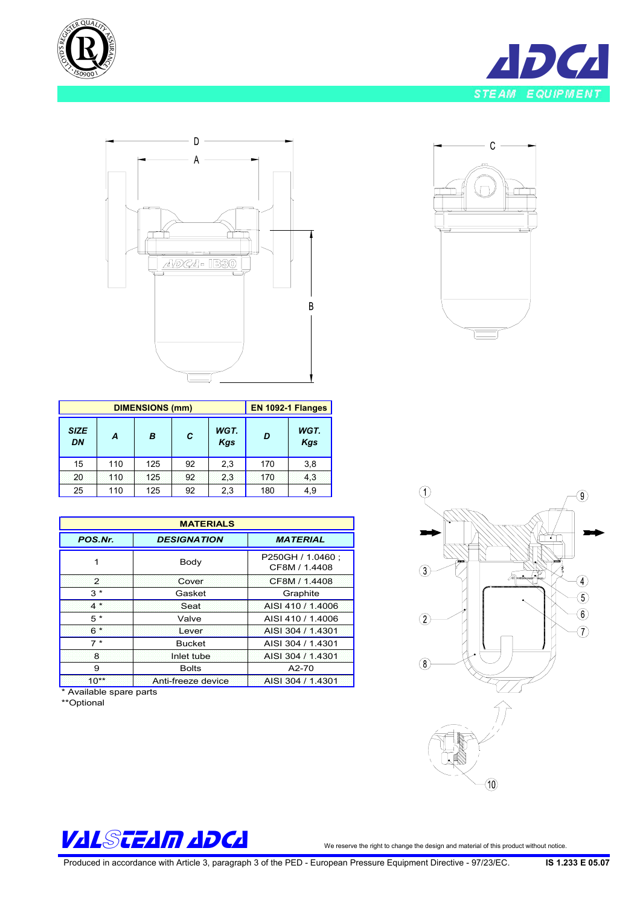D

A

B

C

| DIMENSIONS (mm) | | | | | EN 1092-1 Flanges | |
|---|---|---|---|---|---|---|
| ***SIZE DN*** | ***A*** | ***B*** | ***C*** | ***WGT. Kgs*** | ***D*** | ***WGT. Kgs*** |
| 15 | 110 | 125 | 92 | 2,3 | 170 | 3,8 |
| 20 | 110 | 125 | 92 | 2,3 | 170 | 4,3 |
| 25 | 110 | 125 | 92 | 2,3 | 180 | 4,9 |

| MATERIALS | | |
|---|---|---|
| ***POS.Nr.*** | ***DESIGNATION*** | ***MATERIAL*** |
| 1 | Body | P250GH / 1.0460 ; CF8M / 1.4408 |
| 2 | Cover | CF8M / 1.4408 |
| 3 * | Gasket | Graphite |
| 4 * | Seat | AISI 410 / 1.4006 |
| 5 * | Valve | AISI 410 / 1.4006 |
| 6 * | Lever | AISI 304 / 1.4301 |
| 7 * | Bucket | AISI 304 / 1.4301 |
| 8 | Inlet tube | AISI 304 / 1.4301 |
| 9 | Bolts | A2-70 |
| 10** | Anti-freeze device | AISI 304 / 1.4301 |

\* Available spare parts

**Optional

1 2 3 4 5 6 7 8 9 10

We reserve the right to change the design and material of this product without notice.

Produced in accordance with Article 3, paragraph 3 of the PED - European Pressure Equipment Directive - 97/23/EC.

IS 1.233 E 05.07